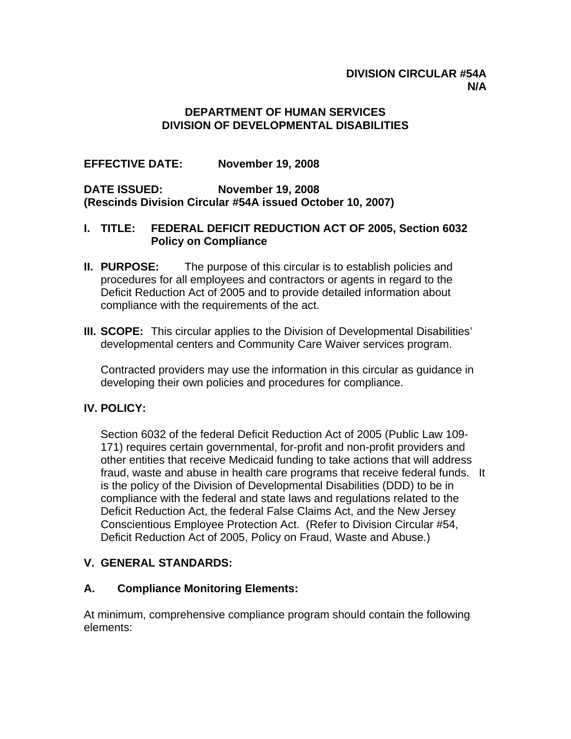**DIVISION CIRCULAR #54A**
**N/A**

**DEPARTMENT OF HUMAN SERVICES**
**DIVISION OF DEVELOPMENTAL DISABILITIES**

**EFFECTIVE DATE:** **November 19, 2008**

**DATE ISSUED:** **November 19, 2008**
**(Rescinds Division Circular #54A issued October 10, 2007)**

## I. TITLE: FEDERAL DEFICIT REDUCTION ACT OF 2005, Section 6032 Policy on Compliance

**II. PURPOSE:** The purpose of this circular is to establish policies and procedures for all employees and contractors or agents in regard to the Deficit Reduction Act of 2005 and to provide detailed information about compliance with the requirements of the act.

**III. SCOPE:** This circular applies to the Division of Developmental Disabilities' developmental centers and Community Care Waiver services program.

Contracted providers may use the information in this circular as guidance in developing their own policies and procedures for compliance.

## IV. POLICY:

Section 6032 of the federal Deficit Reduction Act of 2005 (Public Law 109-171) requires certain governmental, for-profit and non-profit providers and other entities that receive Medicaid funding to take actions that will address fraud, waste and abuse in health care programs that receive federal funds. It is the policy of the Division of Developmental Disabilities (DDD) to be in compliance with the federal and state laws and regulations related to the Deficit Reduction Act, the federal False Claims Act, and the New Jersey Conscientious Employee Protection Act. (Refer to Division Circular #54, Deficit Reduction Act of 2005, Policy on Fraud, Waste and Abuse.)

## V. GENERAL STANDARDS:

### A. Compliance Monitoring Elements:

At minimum, comprehensive compliance program should contain the following elements: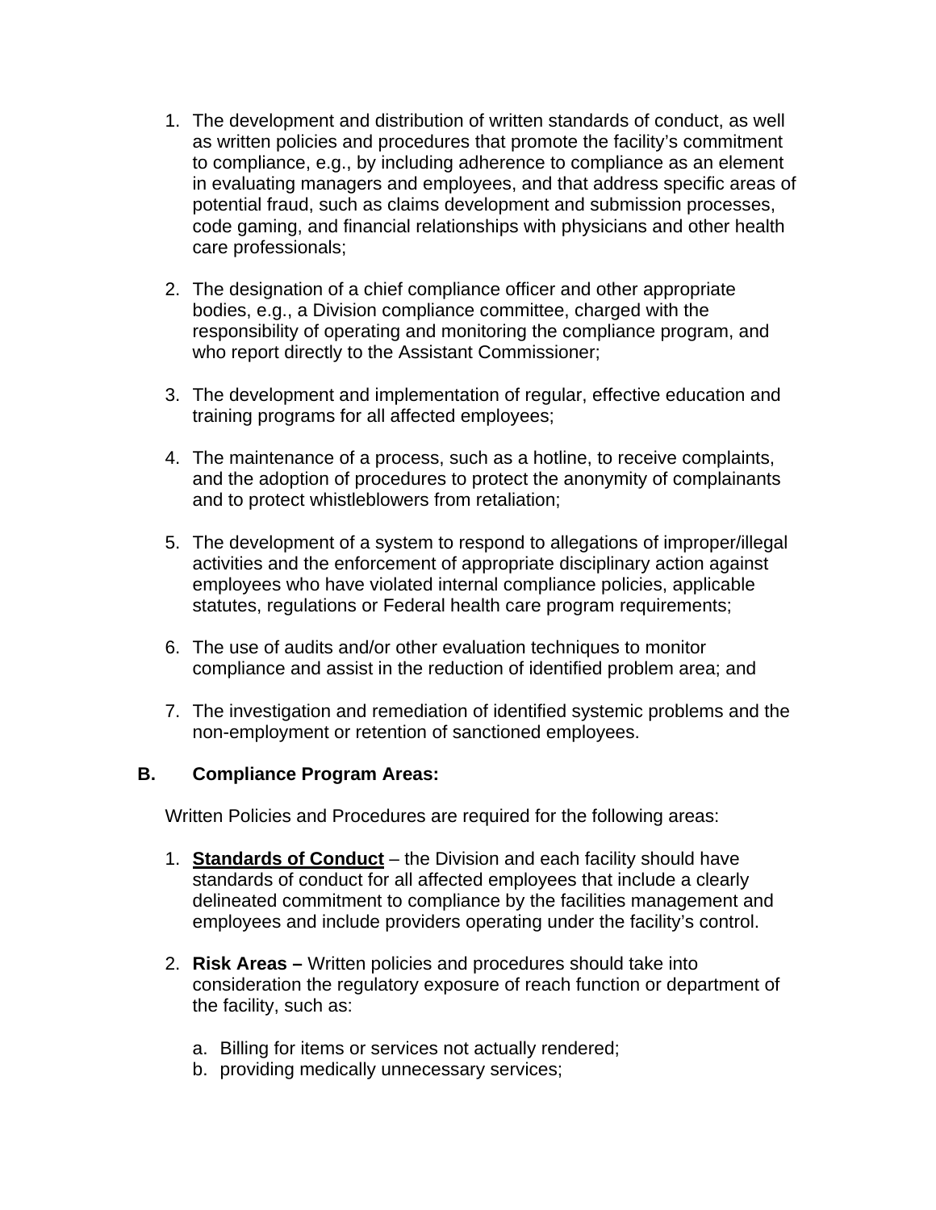1. The development and distribution of written standards of conduct, as well as written policies and procedures that promote the facility's commitment to compliance, e.g., by including adherence to compliance as an element in evaluating managers and employees, and that address specific areas of potential fraud, such as claims development and submission processes, code gaming, and financial relationships with physicians and other health care professionals;

2. The designation of a chief compliance officer and other appropriate bodies, e.g., a Division compliance committee, charged with the responsibility of operating and monitoring the compliance program, and who report directly to the Assistant Commissioner;

3. The development and implementation of regular, effective education and training programs for all affected employees;

4. The maintenance of a process, such as a hotline, to receive complaints, and the adoption of procedures to protect the anonymity of complainants and to protect whistleblowers from retaliation;

5. The development of a system to respond to allegations of improper/illegal activities and the enforcement of appropriate disciplinary action against employees who have violated internal compliance policies, applicable statutes, regulations or Federal health care program requirements;

6. The use of audits and/or other evaluation techniques to monitor compliance and assist in the reduction of identified problem area; and

7. The investigation and remediation of identified systemic problems and the non-employment or retention of sanctioned employees.

**B. Compliance Program Areas:**

Written Policies and Procedures are required for the following areas:

1. **<u>Standards of Conduct</u>** – the Division and each facility should have standards of conduct for all affected employees that include a clearly delineated commitment to compliance by the facilities management and employees and include providers operating under the facility's control.

2. **Risk Areas –** Written policies and procedures should take into consideration the regulatory exposure of reach function or department of the facility, such as:

   a. Billing for items or services not actually rendered;
   b. providing medically unnecessary services;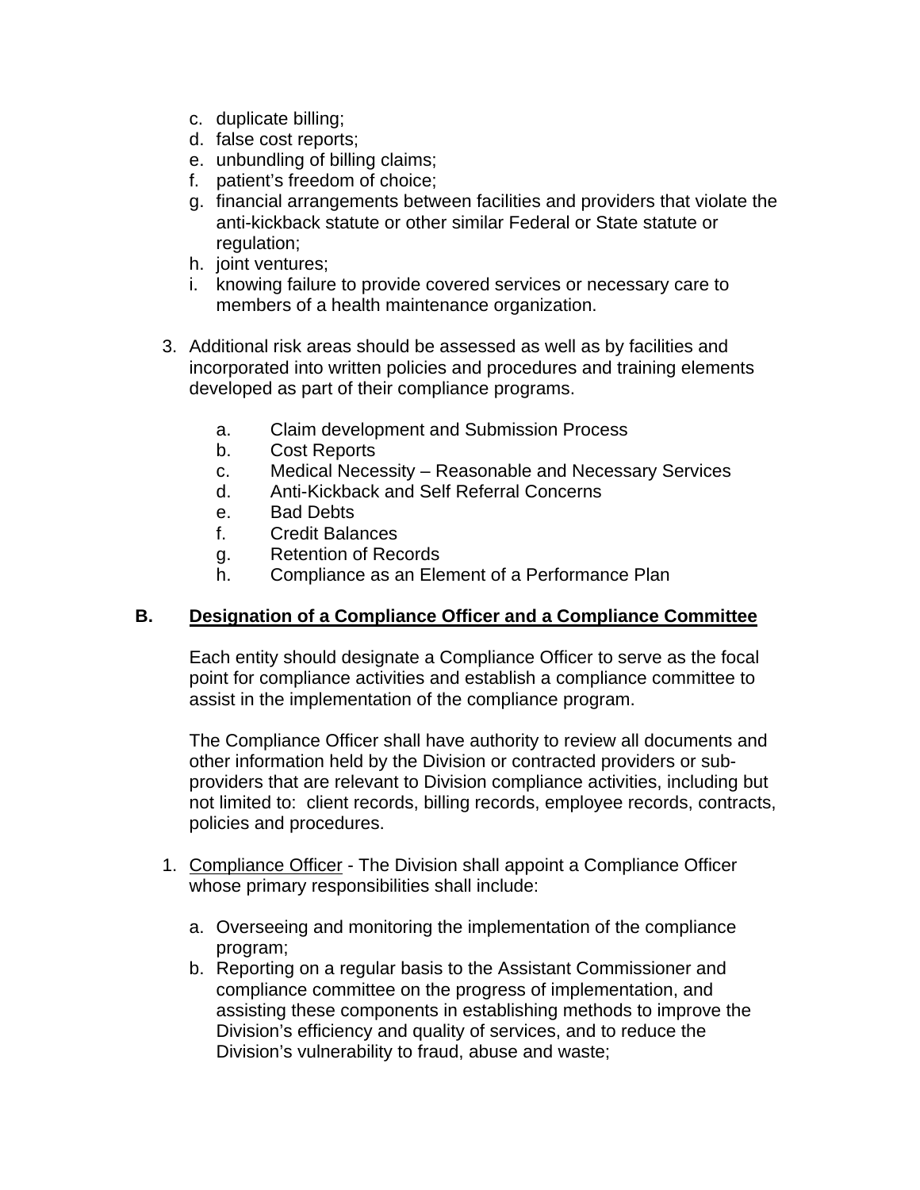c. duplicate billing;
d. false cost reports;
e. unbundling of billing claims;
f. patient's freedom of choice;
g. financial arrangements between facilities and providers that violate the anti-kickback statute or other similar Federal or State statute or regulation;
h. joint ventures;
i. knowing failure to provide covered services or necessary care to members of a health maintenance organization.

3. Additional risk areas should be assessed as well as by facilities and incorporated into written policies and procedures and training elements developed as part of their compliance programs.

   a. Claim development and Submission Process
   b. Cost Reports
   c. Medical Necessity – Reasonable and Necessary Services
   d. Anti-Kickback and Self Referral Concerns
   e. Bad Debts
   f. Credit Balances
   g. Retention of Records
   h. Compliance as an Element of a Performance Plan

## B. <u>Designation of a Compliance Officer and a Compliance Committee</u>

Each entity should designate a Compliance Officer to serve as the focal point for compliance activities and establish a compliance committee to assist in the implementation of the compliance program.

The Compliance Officer shall have authority to review all documents and other information held by the Division or contracted providers or sub-providers that are relevant to Division compliance activities, including but not limited to: client records, billing records, employee records, contracts, policies and procedures.

1. <u>Compliance Officer</u> - The Division shall appoint a Compliance Officer whose primary responsibilities shall include:

   a. Overseeing and monitoring the implementation of the compliance program;
   b. Reporting on a regular basis to the Assistant Commissioner and compliance committee on the progress of implementation, and assisting these components in establishing methods to improve the Division's efficiency and quality of services, and to reduce the Division's vulnerability to fraud, abuse and waste;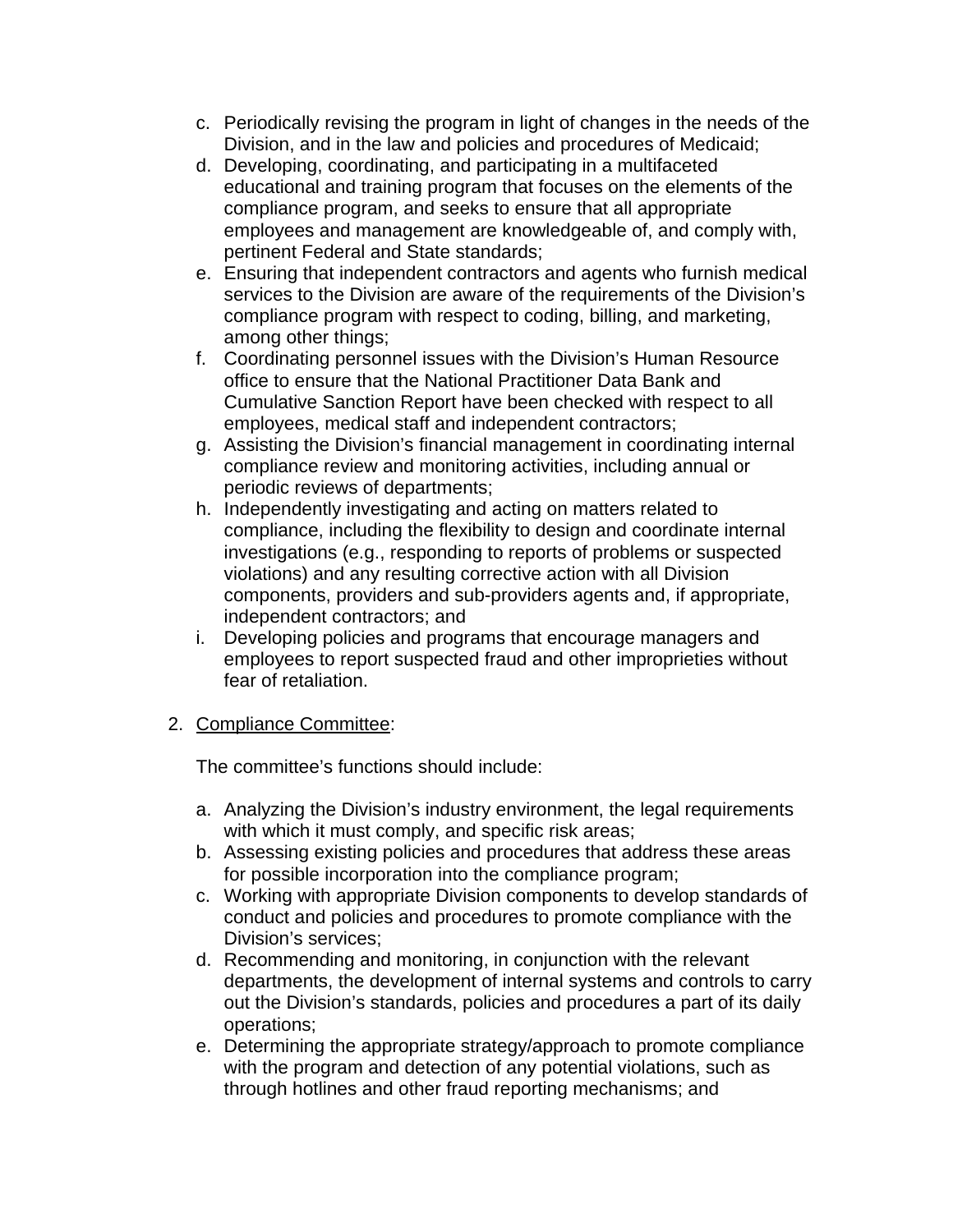c. Periodically revising the program in light of changes in the needs of the Division, and in the law and policies and procedures of Medicaid;
d. Developing, coordinating, and participating in a multifaceted educational and training program that focuses on the elements of the compliance program, and seeks to ensure that all appropriate employees and management are knowledgeable of, and comply with, pertinent Federal and State standards;
e. Ensuring that independent contractors and agents who furnish medical services to the Division are aware of the requirements of the Division's compliance program with respect to coding, billing, and marketing, among other things;
f. Coordinating personnel issues with the Division's Human Resource office to ensure that the National Practitioner Data Bank and Cumulative Sanction Report have been checked with respect to all employees, medical staff and independent contractors;
g. Assisting the Division's financial management in coordinating internal compliance review and monitoring activities, including annual or periodic reviews of departments;
h. Independently investigating and acting on matters related to compliance, including the flexibility to design and coordinate internal investigations (e.g., responding to reports of problems or suspected violations) and any resulting corrective action with all Division components, providers and sub-providers agents and, if appropriate, independent contractors; and
i. Developing policies and programs that encourage managers and employees to report suspected fraud and other improprieties without fear of retaliation.

2. <u>Compliance Committee</u>:

   The committee's functions should include:

   a. Analyzing the Division's industry environment, the legal requirements with which it must comply, and specific risk areas;
   b. Assessing existing policies and procedures that address these areas for possible incorporation into the compliance program;
   c. Working with appropriate Division components to develop standards of conduct and policies and procedures to promote compliance with the Division's services;
   d. Recommending and monitoring, in conjunction with the relevant departments, the development of internal systems and controls to carry out the Division's standards, policies and procedures a part of its daily operations;
   e. Determining the appropriate strategy/approach to promote compliance with the program and detection of any potential violations, such as through hotlines and other fraud reporting mechanisms; and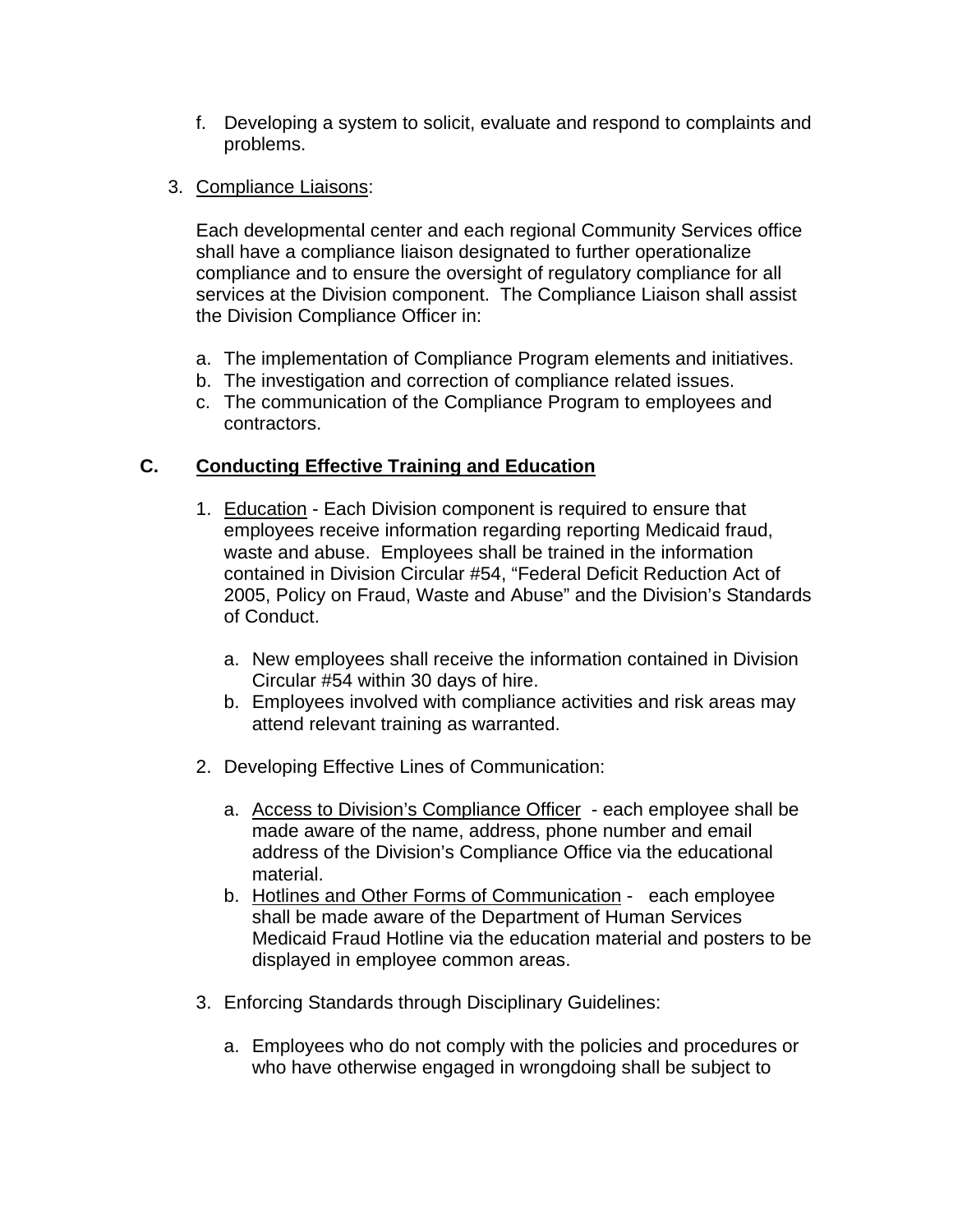f. Developing a system to solicit, evaluate and respond to complaints and problems.

3. Compliance Liaisons:

   Each developmental center and each regional Community Services office shall have a compliance liaison designated to further operationalize compliance and to ensure the oversight of regulatory compliance for all services at the Division component. The Compliance Liaison shall assist the Division Compliance Officer in:

   a. The implementation of Compliance Program elements and initiatives.
   b. The investigation and correction of compliance related issues.
   c. The communication of the Compliance Program to employees and contractors.

## C. Conducting Effective Training and Education

1. Education - Each Division component is required to ensure that employees receive information regarding reporting Medicaid fraud, waste and abuse. Employees shall be trained in the information contained in Division Circular #54, "Federal Deficit Reduction Act of 2005, Policy on Fraud, Waste and Abuse" and the Division's Standards of Conduct.

   a. New employees shall receive the information contained in Division Circular #54 within 30 days of hire.
   b. Employees involved with compliance activities and risk areas may attend relevant training as warranted.

2. Developing Effective Lines of Communication:

   a. Access to Division's Compliance Officer - each employee shall be made aware of the name, address, phone number and email address of the Division's Compliance Office via the educational material.
   b. Hotlines and Other Forms of Communication - each employee shall be made aware of the Department of Human Services Medicaid Fraud Hotline via the education material and posters to be displayed in employee common areas.

3. Enforcing Standards through Disciplinary Guidelines:

   a. Employees who do not comply with the policies and procedures or who have otherwise engaged in wrongdoing shall be subject to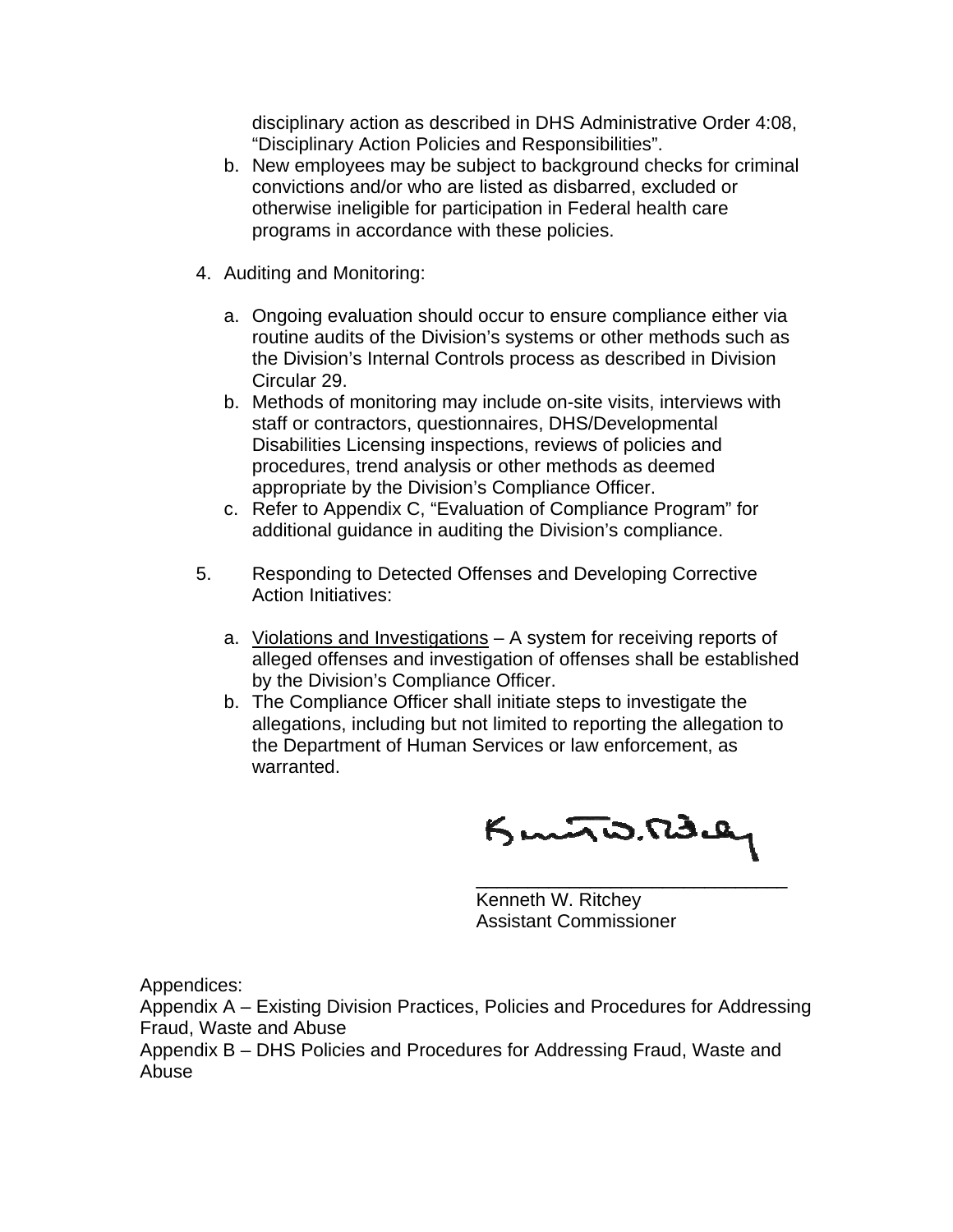disciplinary action as described in DHS Administrative Order 4:08, "Disciplinary Action Policies and Responsibilities".

b. New employees may be subject to background checks for criminal convictions and/or who are listed as disbarred, excluded or otherwise ineligible for participation in Federal health care programs in accordance with these policies.

4. Auditing and Monitoring:

   a. Ongoing evaluation should occur to ensure compliance either via routine audits of the Division's systems or other methods such as the Division's Internal Controls process as described in Division Circular 29.
   b. Methods of monitoring may include on-site visits, interviews with staff or contractors, questionnaires, DHS/Developmental Disabilities Licensing inspections, reviews of policies and procedures, trend analysis or other methods as deemed appropriate by the Division's Compliance Officer.
   c. Refer to Appendix C, "Evaluation of Compliance Program" for additional guidance in auditing the Division's compliance.

5. Responding to Detected Offenses and Developing Corrective Action Initiatives:

   a. Violations and Investigations – A system for receiving reports of alleged offenses and investigation of offenses shall be established by the Division's Compliance Officer.
   b. The Compliance Officer shall initiate steps to investigate the allegations, including but not limited to reporting the allegation to the Department of Human Services or law enforcement, as warranted.

\_\_\_\_\_\_\_\_\_\_\_\_\_\_\_\_\_\_\_\_\_\_\_\_\_\_\_\_\_\_\_\_
Kenneth W. Ritchey
Assistant Commissioner

Appendices:
Appendix A – Existing Division Practices, Policies and Procedures for Addressing Fraud, Waste and Abuse
Appendix B – DHS Policies and Procedures for Addressing Fraud, Waste and Abuse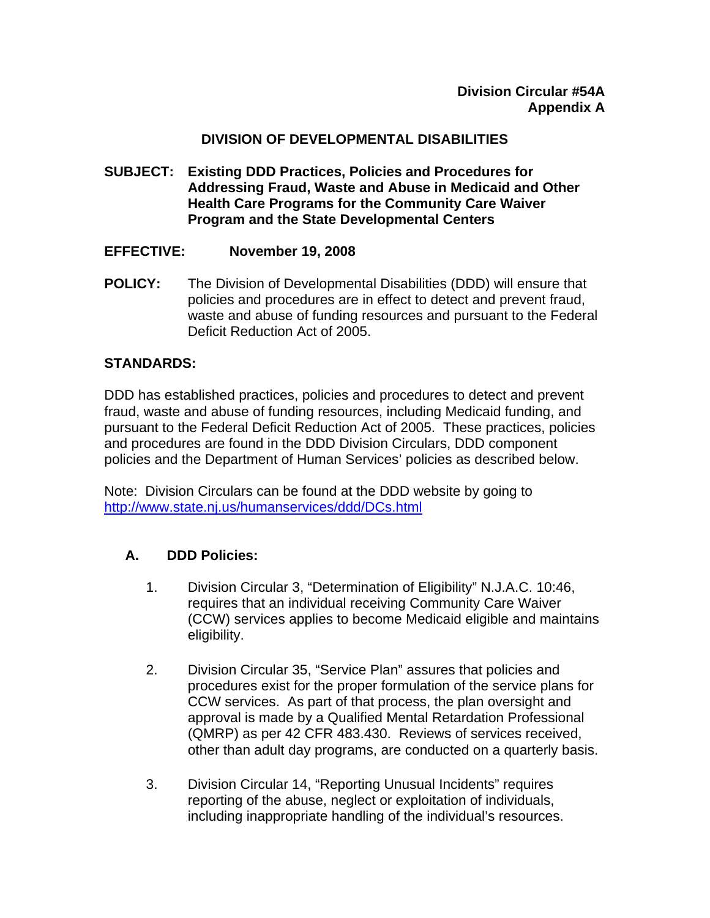**Division Circular #54A**
**Appendix A**

**DIVISION OF DEVELOPMENTAL DISABILITIES**

**SUBJECT:** **Existing DDD Practices, Policies and Procedures for Addressing Fraud, Waste and Abuse in Medicaid and Other Health Care Programs for the Community Care Waiver Program and the State Developmental Centers**

**EFFECTIVE:** **November 19, 2008**

**POLICY:** The Division of Developmental Disabilities (DDD) will ensure that policies and procedures are in effect to detect and prevent fraud, waste and abuse of funding resources and pursuant to the Federal Deficit Reduction Act of 2005.

**STANDARDS:**

DDD has established practices, policies and procedures to detect and prevent fraud, waste and abuse of funding resources, including Medicaid funding, and pursuant to the Federal Deficit Reduction Act of 2005. These practices, policies and procedures are found in the DDD Division Circulars, DDD component policies and the Department of Human Services' policies as described below.

Note: Division Circulars can be found at the DDD website by going to http://www.state.nj.us/humanservices/ddd/DCs.html

**A. DDD Policies:**

1. Division Circular 3, "Determination of Eligibility" N.J.A.C. 10:46, requires that an individual receiving Community Care Waiver (CCW) services applies to become Medicaid eligible and maintains eligibility.

2. Division Circular 35, "Service Plan" assures that policies and procedures exist for the proper formulation of the service plans for CCW services. As part of that process, the plan oversight and approval is made by a Qualified Mental Retardation Professional (QMRP) as per 42 CFR 483.430. Reviews of services received, other than adult day programs, are conducted on a quarterly basis.

3. Division Circular 14, "Reporting Unusual Incidents" requires reporting of the abuse, neglect or exploitation of individuals, including inappropriate handling of the individual's resources.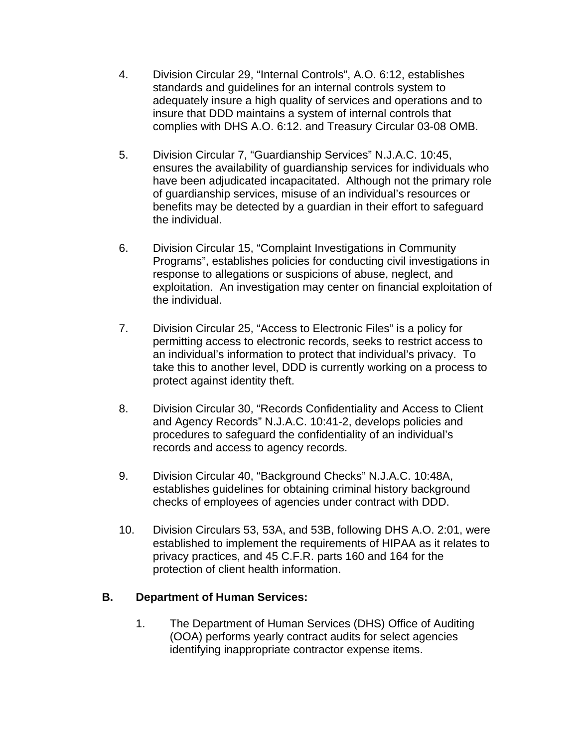4. Division Circular 29, “Internal Controls”, A.O. 6:12, establishes standards and guidelines for an internal controls system to adequately insure a high quality of services and operations and to insure that DDD maintains a system of internal controls that complies with DHS A.O. 6:12. and Treasury Circular 03-08 OMB.

5. Division Circular 7, “Guardianship Services” N.J.A.C. 10:45, ensures the availability of guardianship services for individuals who have been adjudicated incapacitated. Although not the primary role of guardianship services, misuse of an individual’s resources or benefits may be detected by a guardian in their effort to safeguard the individual.

6. Division Circular 15, “Complaint Investigations in Community Programs”, establishes policies for conducting civil investigations in response to allegations or suspicions of abuse, neglect, and exploitation. An investigation may center on financial exploitation of the individual.

7. Division Circular 25, “Access to Electronic Files” is a policy for permitting access to electronic records, seeks to restrict access to an individual’s information to protect that individual’s privacy. To take this to another level, DDD is currently working on a process to protect against identity theft.

8. Division Circular 30, “Records Confidentiality and Access to Client and Agency Records” N.J.A.C. 10:41-2, develops policies and procedures to safeguard the confidentiality of an individual’s records and access to agency records.

9. Division Circular 40, “Background Checks” N.J.A.C. 10:48A, establishes guidelines for obtaining criminal history background checks of employees of agencies under contract with DDD.

10. Division Circulars 53, 53A, and 53B, following DHS A.O. 2:01, were established to implement the requirements of HIPAA as it relates to privacy practices, and 45 C.F.R. parts 160 and 164 for the protection of client health information.

**B. Department of Human Services:**

1. The Department of Human Services (DHS) Office of Auditing (OOA) performs yearly contract audits for select agencies identifying inappropriate contractor expense items.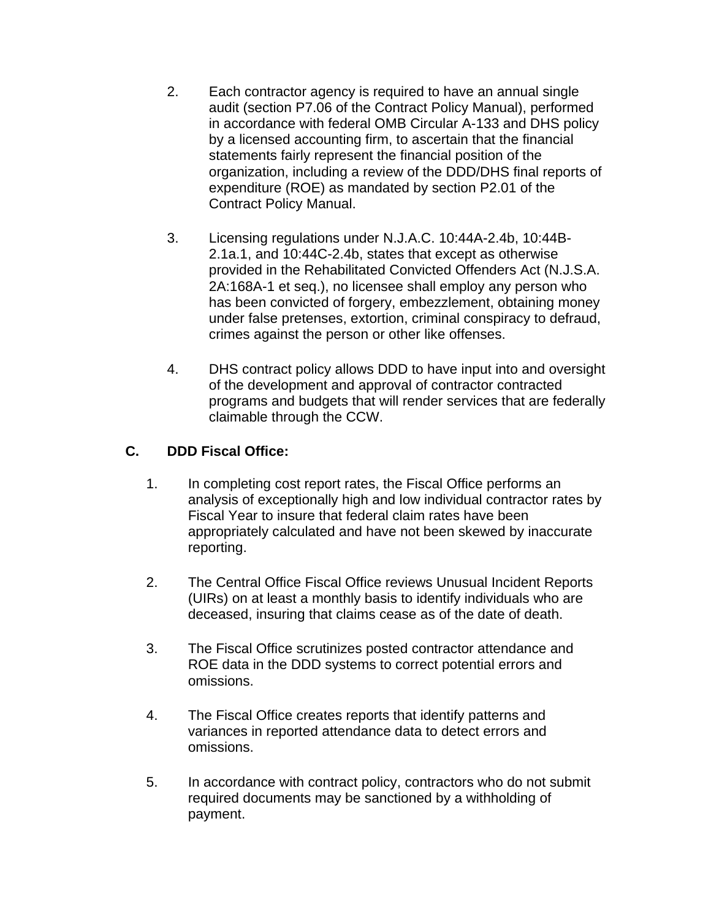2. Each contractor agency is required to have an annual single audit (section P7.06 of the Contract Policy Manual), performed in accordance with federal OMB Circular A-133 and DHS policy by a licensed accounting firm, to ascertain that the financial statements fairly represent the financial position of the organization, including a review of the DDD/DHS final reports of expenditure (ROE) as mandated by section P2.01 of the Contract Policy Manual.

3. Licensing regulations under N.J.A.C. 10:44A-2.4b, 10:44B-2.1a.1, and 10:44C-2.4b, states that except as otherwise provided in the Rehabilitated Convicted Offenders Act (N.J.S.A. 2A:168A-1 et seq.), no licensee shall employ any person who has been convicted of forgery, embezzlement, obtaining money under false pretenses, extortion, criminal conspiracy to defraud, crimes against the person or other like offenses.

4. DHS contract policy allows DDD to have input into and oversight of the development and approval of contractor contracted programs and budgets that will render services that are federally claimable through the CCW.

**C. DDD Fiscal Office:**

1. In completing cost report rates, the Fiscal Office performs an analysis of exceptionally high and low individual contractor rates by Fiscal Year to insure that federal claim rates have been appropriately calculated and have not been skewed by inaccurate reporting.

2. The Central Office Fiscal Office reviews Unusual Incident Reports (UIRs) on at least a monthly basis to identify individuals who are deceased, insuring that claims cease as of the date of death.

3. The Fiscal Office scrutinizes posted contractor attendance and ROE data in the DDD systems to correct potential errors and omissions.

4. The Fiscal Office creates reports that identify patterns and variances in reported attendance data to detect errors and omissions.

5. In accordance with contract policy, contractors who do not submit required documents may be sanctioned by a withholding of payment.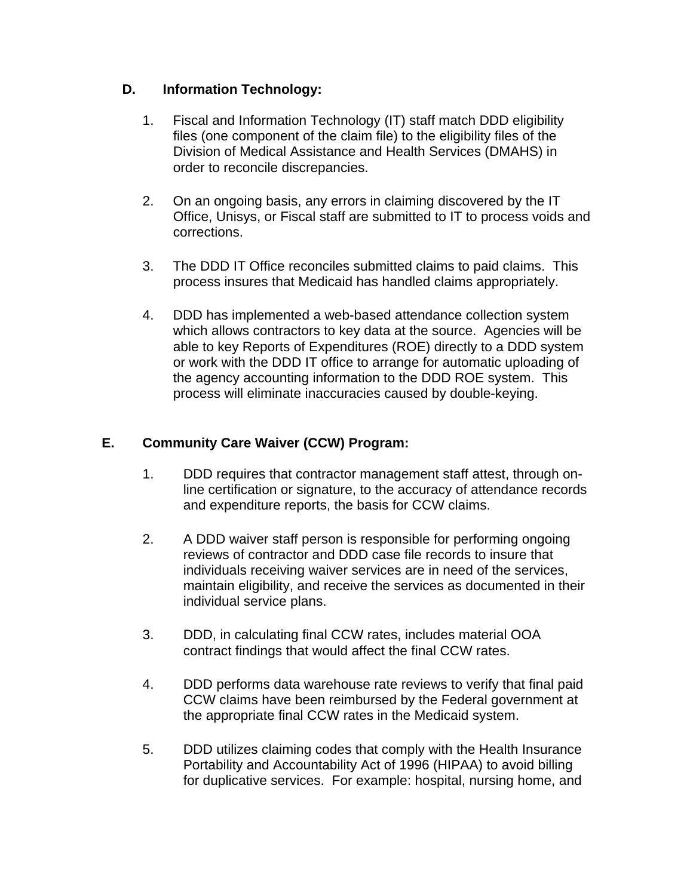### D. Information Technology:

1. Fiscal and Information Technology (IT) staff match DDD eligibility files (one component of the claim file) to the eligibility files of the Division of Medical Assistance and Health Services (DMAHS) in order to reconcile discrepancies.

2. On an ongoing basis, any errors in claiming discovered by the IT Office, Unisys, or Fiscal staff are submitted to IT to process voids and corrections.

3. The DDD IT Office reconciles submitted claims to paid claims. This process insures that Medicaid has handled claims appropriately.

4. DDD has implemented a web-based attendance collection system which allows contractors to key data at the source. Agencies will be able to key Reports of Expenditures (ROE) directly to a DDD system or work with the DDD IT office to arrange for automatic uploading of the agency accounting information to the DDD ROE system. This process will eliminate inaccuracies caused by double-keying.

### E. Community Care Waiver (CCW) Program:

1. DDD requires that contractor management staff attest, through on-line certification or signature, to the accuracy of attendance records and expenditure reports, the basis for CCW claims.

2. A DDD waiver staff person is responsible for performing ongoing reviews of contractor and DDD case file records to insure that individuals receiving waiver services are in need of the services, maintain eligibility, and receive the services as documented in their individual service plans.

3. DDD, in calculating final CCW rates, includes material OOA contract findings that would affect the final CCW rates.

4. DDD performs data warehouse rate reviews to verify that final paid CCW claims have been reimbursed by the Federal government at the appropriate final CCW rates in the Medicaid system.

5. DDD utilizes claiming codes that comply with the Health Insurance Portability and Accountability Act of 1996 (HIPAA) to avoid billing for duplicative services. For example: hospital, nursing home, and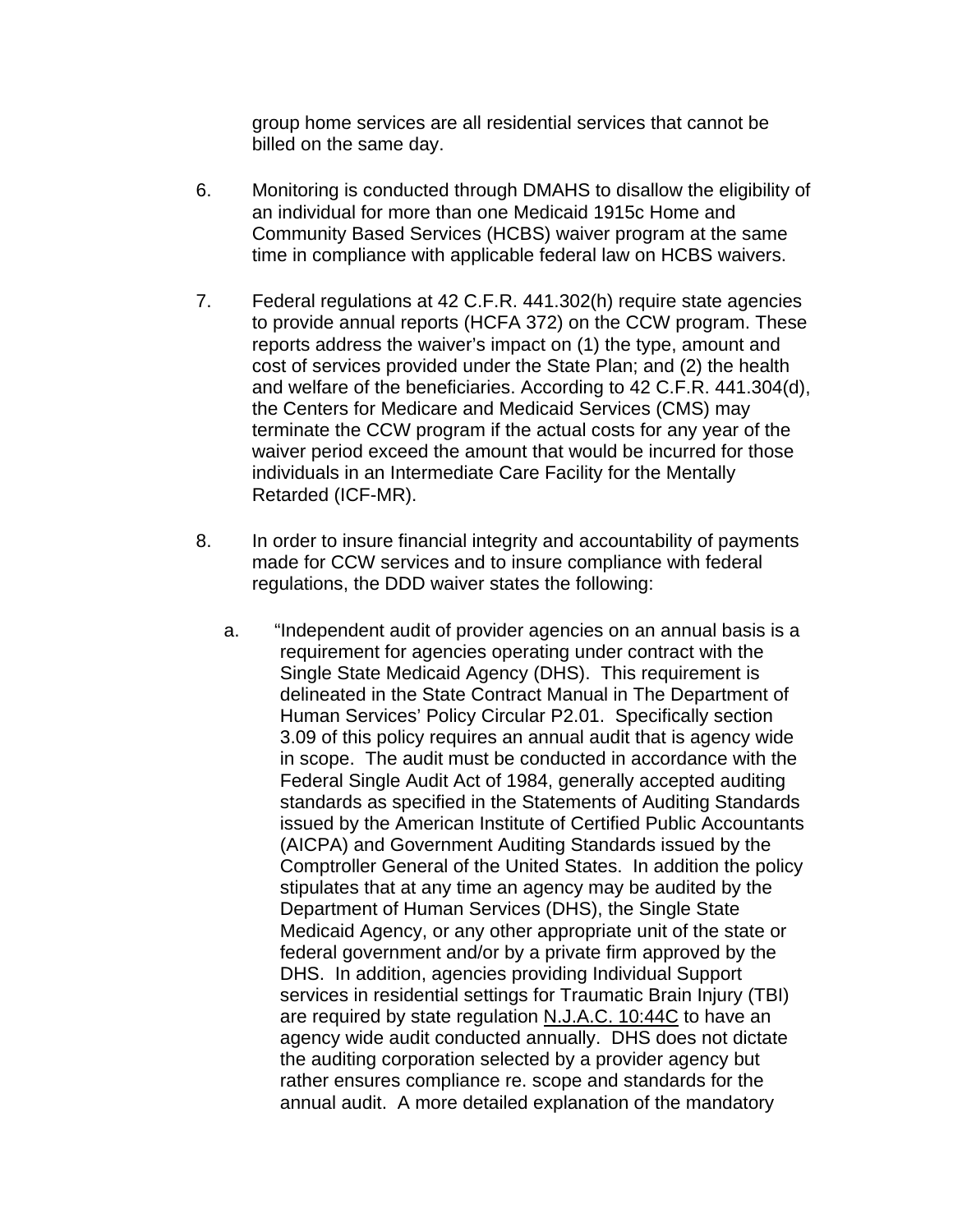group home services are all residential services that cannot be billed on the same day.

6. Monitoring is conducted through DMAHS to disallow the eligibility of an individual for more than one Medicaid 1915c Home and Community Based Services (HCBS) waiver program at the same time in compliance with applicable federal law on HCBS waivers.

7. Federal regulations at 42 C.F.R. 441.302(h) require state agencies to provide annual reports (HCFA 372) on the CCW program. These reports address the waiver's impact on (1) the type, amount and cost of services provided under the State Plan; and (2) the health and welfare of the beneficiaries. According to 42 C.F.R. 441.304(d), the Centers for Medicare and Medicaid Services (CMS) may terminate the CCW program if the actual costs for any year of the waiver period exceed the amount that would be incurred for those individuals in an Intermediate Care Facility for the Mentally Retarded (ICF-MR).

8. In order to insure financial integrity and accountability of payments made for CCW services and to insure compliance with federal regulations, the DDD waiver states the following:

   a. "Independent audit of provider agencies on an annual basis is a requirement for agencies operating under contract with the Single State Medicaid Agency (DHS). This requirement is delineated in the State Contract Manual in The Department of Human Services' Policy Circular P2.01. Specifically section 3.09 of this policy requires an annual audit that is agency wide in scope. The audit must be conducted in accordance with the Federal Single Audit Act of 1984, generally accepted auditing standards as specified in the Statements of Auditing Standards issued by the American Institute of Certified Public Accountants (AICPA) and Government Auditing Standards issued by the Comptroller General of the United States. In addition the policy stipulates that at any time an agency may be audited by the Department of Human Services (DHS), the Single State Medicaid Agency, or any other appropriate unit of the state or federal government and/or by a private firm approved by the DHS. In addition, agencies providing Individual Support services in residential settings for Traumatic Brain Injury (TBI) are required by state regulation N.J.A.C. 10:44C to have an agency wide audit conducted annually. DHS does not dictate the auditing corporation selected by a provider agency but rather ensures compliance re. scope and standards for the annual audit. A more detailed explanation of the mandatory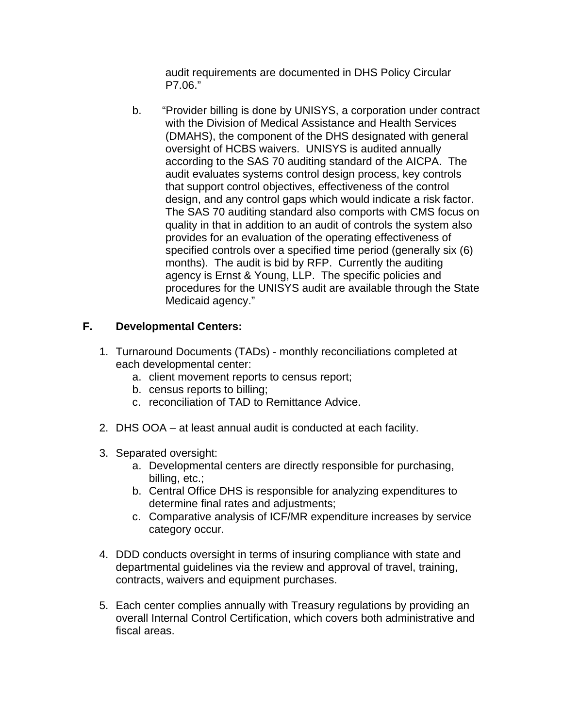audit requirements are documented in DHS Policy Circular P7.06."

b. "Provider billing is done by UNISYS, a corporation under contract with the Division of Medical Assistance and Health Services (DMAHS), the component of the DHS designated with general oversight of HCBS waivers. UNISYS is audited annually according to the SAS 70 auditing standard of the AICPA. The audit evaluates systems control design process, key controls that support control objectives, effectiveness of the control design, and any control gaps which would indicate a risk factor. The SAS 70 auditing standard also comports with CMS focus on quality in that in addition to an audit of controls the system also provides for an evaluation of the operating effectiveness of specified controls over a specified time period (generally six (6) months). The audit is bid by RFP. Currently the auditing agency is Ernst & Young, LLP. The specific policies and procedures for the UNISYS audit are available through the State Medicaid agency."

**F. Developmental Centers:**

1. Turnaround Documents (TADs) - monthly reconciliations completed at each developmental center:
   a. client movement reports to census report;
   b. census reports to billing;
   c. reconciliation of TAD to Remittance Advice.

2. DHS OOA – at least annual audit is conducted at each facility.

3. Separated oversight:
   a. Developmental centers are directly responsible for purchasing, billing, etc.;
   b. Central Office DHS is responsible for analyzing expenditures to determine final rates and adjustments;
   c. Comparative analysis of ICF/MR expenditure increases by service category occur.

4. DDD conducts oversight in terms of insuring compliance with state and departmental guidelines via the review and approval of travel, training, contracts, waivers and equipment purchases.

5. Each center complies annually with Treasury regulations by providing an overall Internal Control Certification, which covers both administrative and fiscal areas.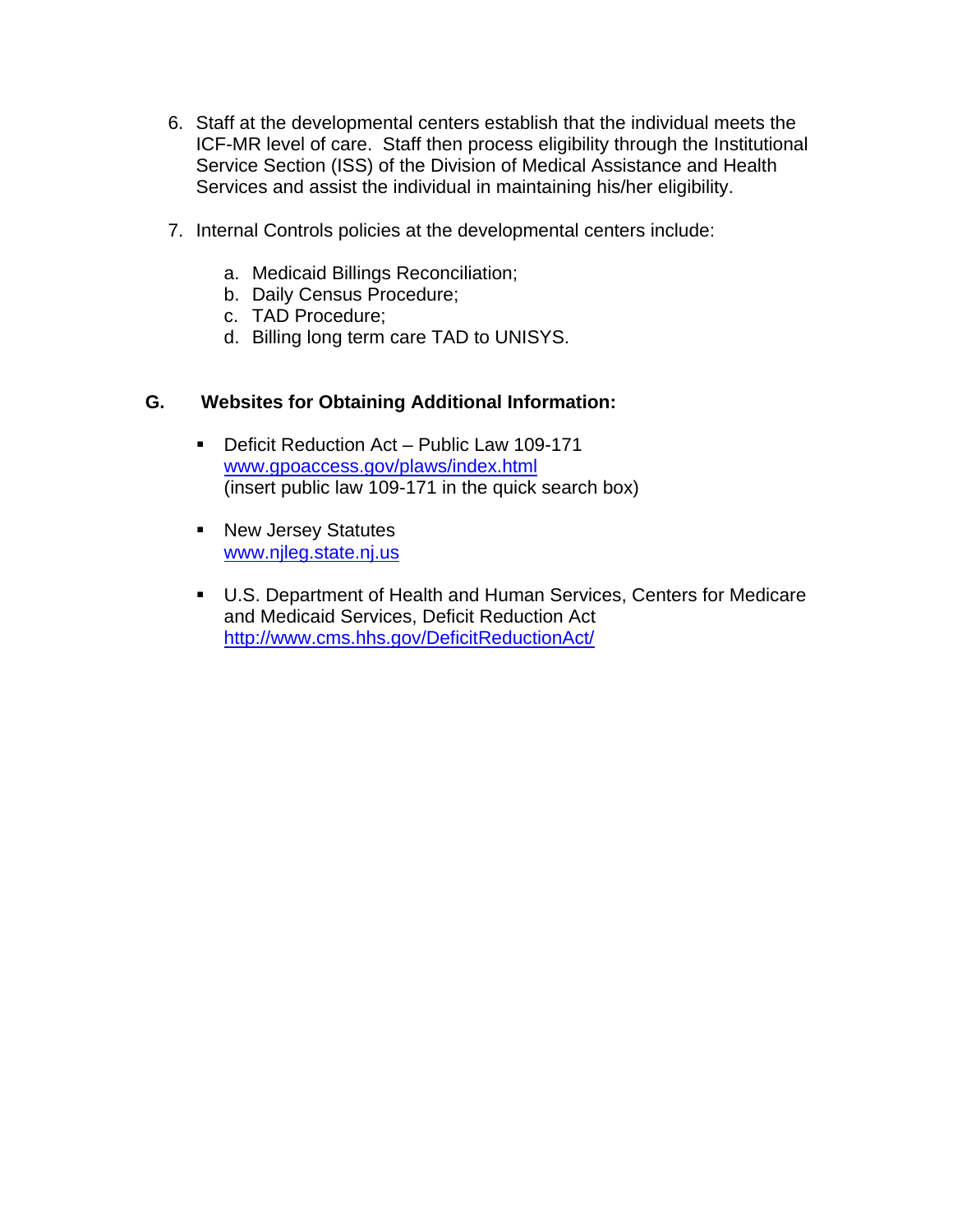6. Staff at the developmental centers establish that the individual meets the ICF-MR level of care. Staff then process eligibility through the Institutional Service Section (ISS) of the Division of Medical Assistance and Health Services and assist the individual in maintaining his/her eligibility.

7. Internal Controls policies at the developmental centers include:

   a. Medicaid Billings Reconciliation;
   b. Daily Census Procedure;
   c. TAD Procedure;
   d. Billing long term care TAD to UNISYS.

## G. Websites for Obtaining Additional Information:

- Deficit Reduction Act – Public Law 109-171
  www.gpoaccess.gov/plaws/index.html
  (insert public law 109-171 in the quick search box)

- New Jersey Statutes
  www.njleg.state.nj.us

- U.S. Department of Health and Human Services, Centers for Medicare and Medicaid Services, Deficit Reduction Act
  http://www.cms.hhs.gov/DeficitReductionAct/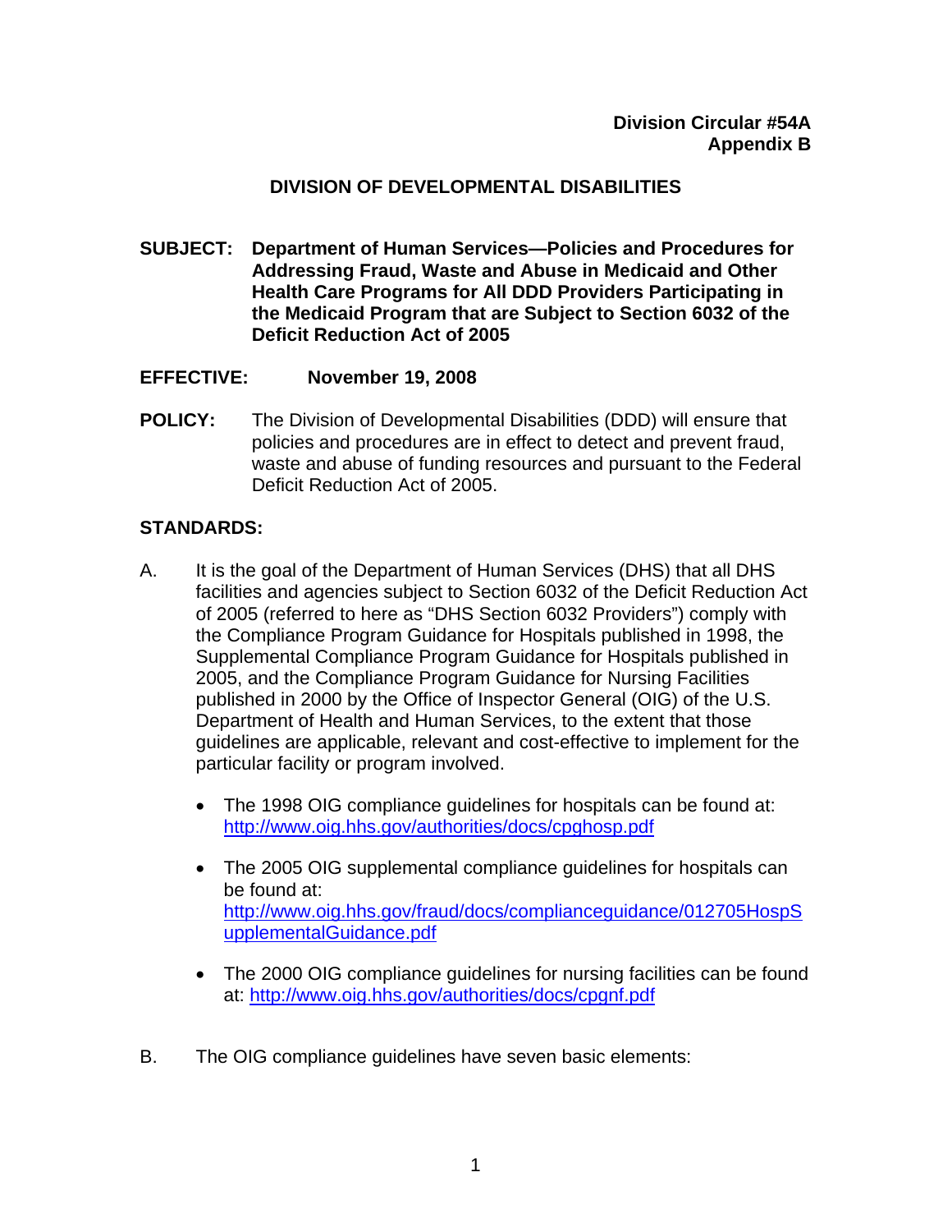**Division Circular #54A**
**Appendix B**

## DIVISION OF DEVELOPMENTAL DISABILITIES

**SUBJECT: Department of Human Services—Policies and Procedures for Addressing Fraud, Waste and Abuse in Medicaid and Other Health Care Programs for All DDD Providers Participating in the Medicaid Program that are Subject to Section 6032 of the Deficit Reduction Act of 2005**

**EFFECTIVE: November 19, 2008**

**POLICY:** The Division of Developmental Disabilities (DDD) will ensure that policies and procedures are in effect to detect and prevent fraud, waste and abuse of funding resources and pursuant to the Federal Deficit Reduction Act of 2005.

**STANDARDS:**

A. It is the goal of the Department of Human Services (DHS) that all DHS facilities and agencies subject to Section 6032 of the Deficit Reduction Act of 2005 (referred to here as "DHS Section 6032 Providers") comply with the Compliance Program Guidance for Hospitals published in 1998, the Supplemental Compliance Program Guidance for Hospitals published in 2005, and the Compliance Program Guidance for Nursing Facilities published in 2000 by the Office of Inspector General (OIG) of the U.S. Department of Health and Human Services, to the extent that those guidelines are applicable, relevant and cost-effective to implement for the particular facility or program involved.

- The 1998 OIG compliance guidelines for hospitals can be found at: http://www.oig.hhs.gov/authorities/docs/cpghosp.pdf
- The 2005 OIG supplemental compliance guidelines for hospitals can be found at: http://www.oig.hhs.gov/fraud/docs/complianceguidance/012705HospSupplementalGuidance.pdf
- The 2000 OIG compliance guidelines for nursing facilities can be found at: http://www.oig.hhs.gov/authorities/docs/cpgnf.pdf

B. The OIG compliance guidelines have seven basic elements: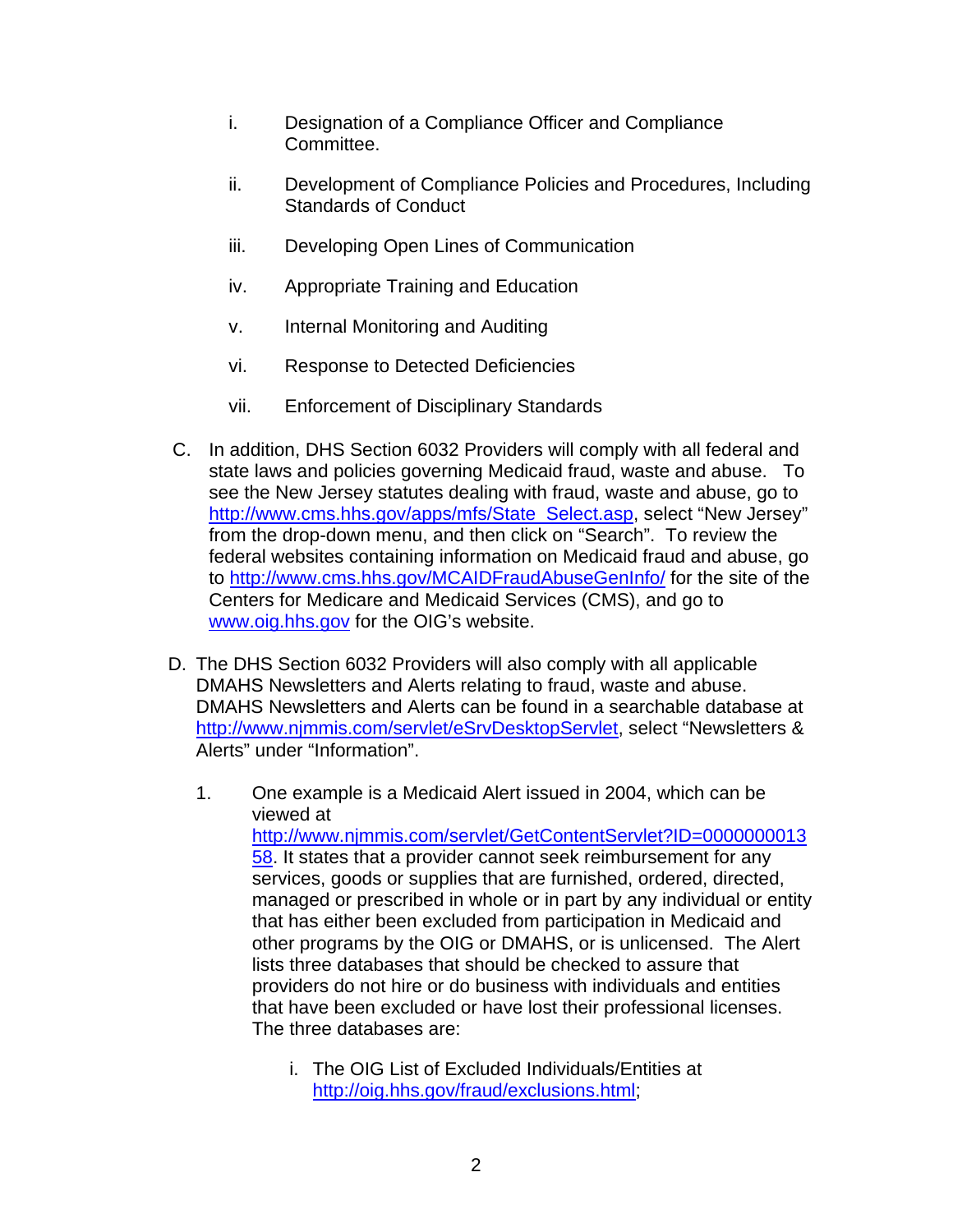i. Designation of a Compliance Officer and Compliance Committee.

ii. Development of Compliance Policies and Procedures, Including Standards of Conduct

iii. Developing Open Lines of Communication

iv. Appropriate Training and Education

v. Internal Monitoring and Auditing

vi. Response to Detected Deficiencies

vii. Enforcement of Disciplinary Standards

C. In addition, DHS Section 6032 Providers will comply with all federal and state laws and policies governing Medicaid fraud, waste and abuse. To see the New Jersey statutes dealing with fraud, waste and abuse, go to http://www.cms.hhs.gov/apps/mfs/State_Select.asp, select "New Jersey" from the drop-down menu, and then click on "Search". To review the federal websites containing information on Medicaid fraud and abuse, go to http://www.cms.hhs.gov/MCAIDFraudAbuseGenInfo/ for the site of the Centers for Medicare and Medicaid Services (CMS), and go to www.oig.hhs.gov for the OIG's website.

D. The DHS Section 6032 Providers will also comply with all applicable DMAHS Newsletters and Alerts relating to fraud, waste and abuse. DMAHS Newsletters and Alerts can be found in a searchable database at http://www.njmmis.com/servlet/eSrvDesktopServlet, select "Newsletters & Alerts" under "Information".

1. One example is a Medicaid Alert issued in 2004, which can be viewed at http://www.njmmis.com/servlet/GetContentServlet?ID=000000001358. It states that a provider cannot seek reimbursement for any services, goods or supplies that are furnished, ordered, directed, managed or prescribed in whole or in part by any individual or entity that has either been excluded from participation in Medicaid and other programs by the OIG or DMAHS, or is unlicensed. The Alert lists three databases that should be checked to assure that providers do not hire or do business with individuals and entities that have been excluded or have lost their professional licenses. The three databases are:

   i. The OIG List of Excluded Individuals/Entities at http://oig.hhs.gov/fraud/exclusions.html;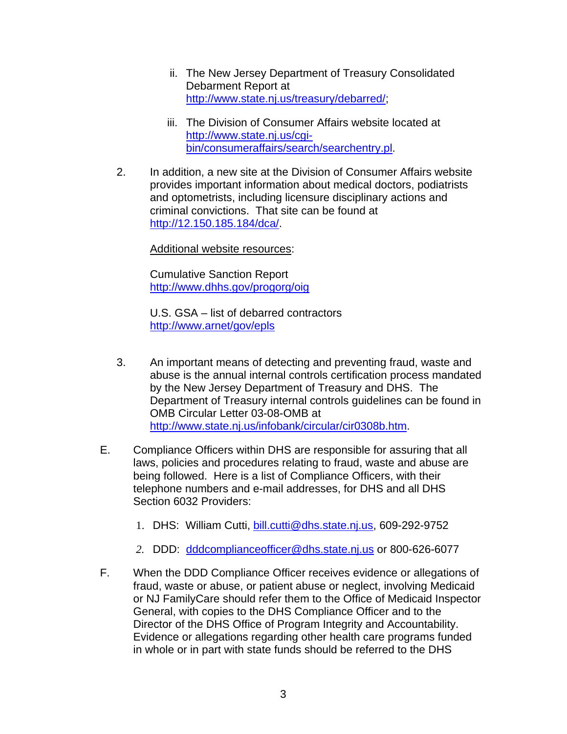ii. The New Jersey Department of Treasury Consolidated Debarment Report at http://www.state.nj.us/treasury/debarred/;

iii. The Division of Consumer Affairs website located at http://www.state.nj.us/cgi-bin/consumeraffairs/search/searchentry.pl.

2. In addition, a new site at the Division of Consumer Affairs website provides important information about medical doctors, podiatrists and optometrists, including licensure disciplinary actions and criminal convictions. That site can be found at http://12.150.185.184/dca/.

   Additional website resources:

   Cumulative Sanction Report
   http://www.dhhs.gov/progorg/oig

   U.S. GSA – list of debarred contractors
   http://www.arnet/gov/epls

3. An important means of detecting and preventing fraud, waste and abuse is the annual internal controls certification process mandated by the New Jersey Department of Treasury and DHS. The Department of Treasury internal controls guidelines can be found in OMB Circular Letter 03-08-OMB at http://www.state.nj.us/infobank/circular/cir0308b.htm.

E. Compliance Officers within DHS are responsible for assuring that all laws, policies and procedures relating to fraud, waste and abuse are being followed. Here is a list of Compliance Officers, with their telephone numbers and e-mail addresses, for DHS and all DHS Section 6032 Providers:

   1. DHS: William Cutti, bill.cutti@dhs.state.nj.us, 609-292-9752

   2. DDD: dddcomplianceofficer@dhs.state.nj.us or 800-626-6077

F. When the DDD Compliance Officer receives evidence or allegations of fraud, waste or abuse, or patient abuse or neglect, involving Medicaid or NJ FamilyCare should refer them to the Office of Medicaid Inspector General, with copies to the DHS Compliance Officer and to the Director of the DHS Office of Program Integrity and Accountability. Evidence or allegations regarding other health care programs funded in whole or in part with state funds should be referred to the DHS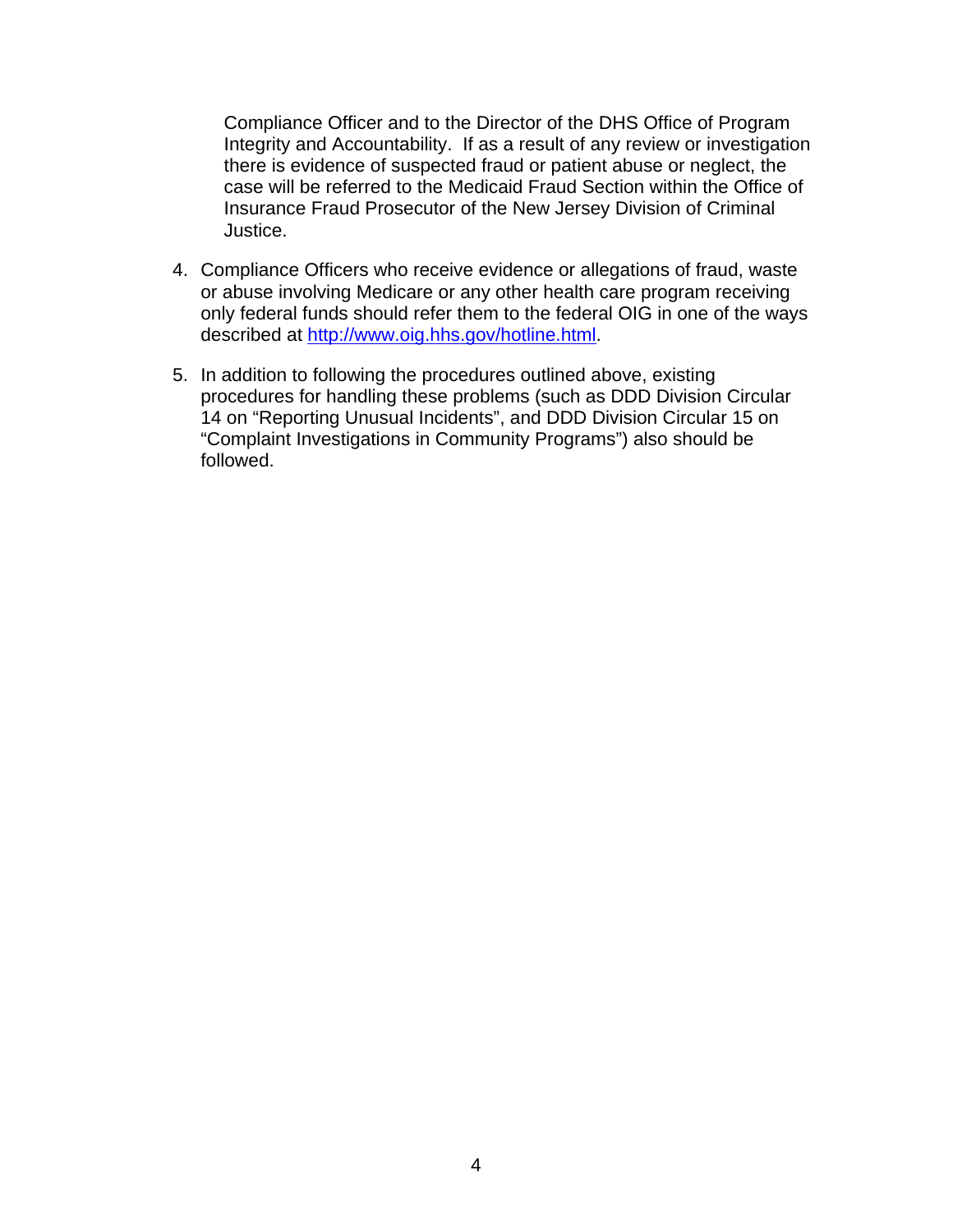Compliance Officer and to the Director of the DHS Office of Program Integrity and Accountability. If as a result of any review or investigation there is evidence of suspected fraud or patient abuse or neglect, the case will be referred to the Medicaid Fraud Section within the Office of Insurance Fraud Prosecutor of the New Jersey Division of Criminal Justice.

4. Compliance Officers who receive evidence or allegations of fraud, waste or abuse involving Medicare or any other health care program receiving only federal funds should refer them to the federal OIG in one of the ways described at [http://www.oig.hhs.gov/hotline.html](http://www.oig.hhs.gov/hotline.html).

5. In addition to following the procedures outlined above, existing procedures for handling these problems (such as DDD Division Circular 14 on "Reporting Unusual Incidents", and DDD Division Circular 15 on "Complaint Investigations in Community Programs") also should be followed.